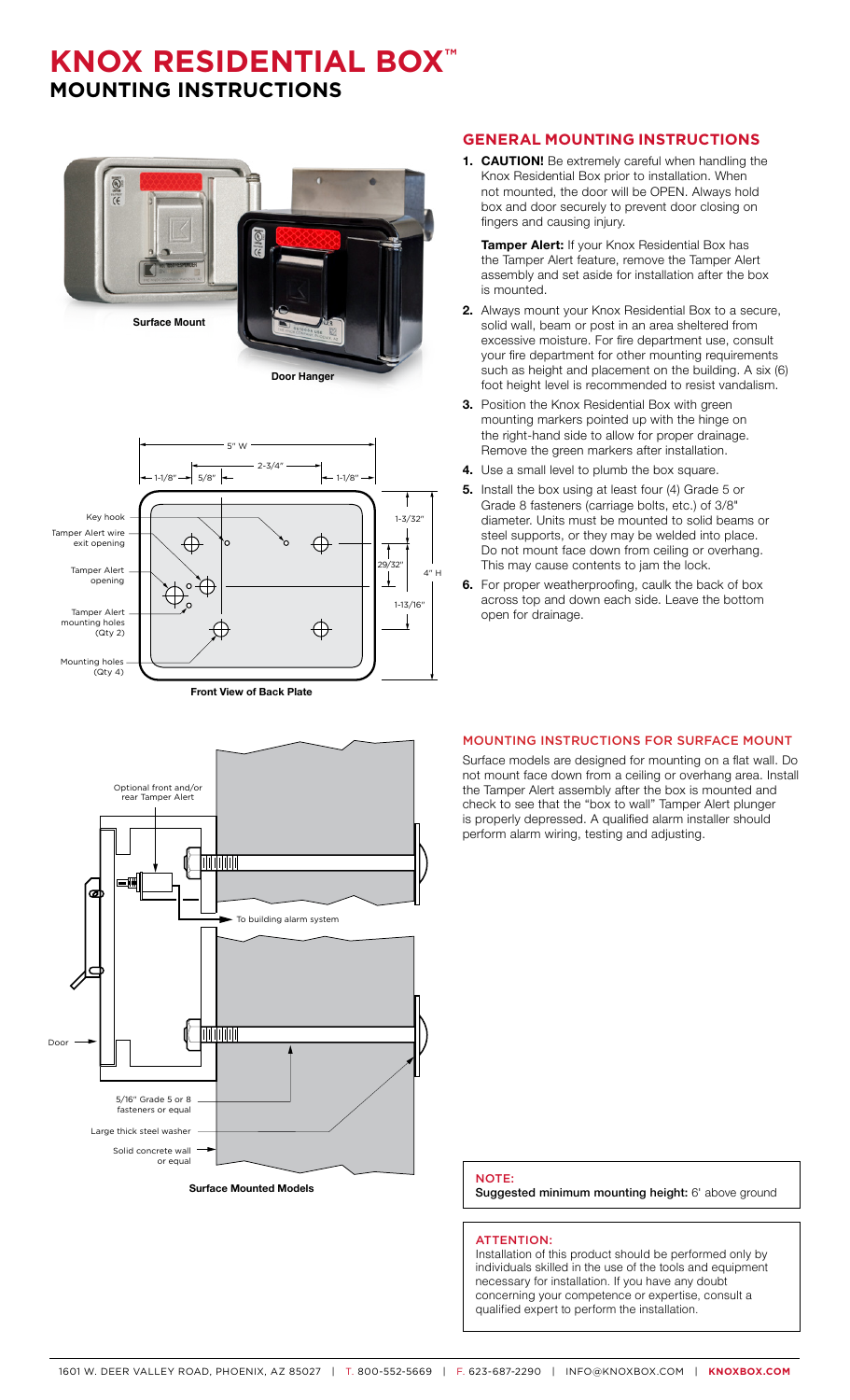# KNOX RESIDENTIAL BOX™

## MOUNTING INSTRUCTIONS

Surface Mount

Door Hanger

Front View of Back Plate

Surface Mounted Models

## GENERAL MOUNTING INSTRUCTIONS

1. **CAUTION!** Be extremely careful when handling the Knox Residential Box prior to installation. When not mounted, the door will be OPEN. Always hold box and door securely to prevent door closing on fingers and causing injury.

   **Tamper Alert:** If your Knox Residential Box has the Tamper Alert feature, remove the Tamper Alert assembly and set aside for installation after the box is mounted.

2. Always mount your Knox Residential Box to a secure, solid wall, beam or post in an area sheltered from excessive moisture. For fire department use, consult your fire department for other mounting requirements such as height and placement on the building. A six (6) foot height level is recommended to resist vandalism.
3. Position the Knox Residential Box with green mounting markers pointed up with the hinge on the right-hand side to allow for proper drainage. Remove the green markers after installation.
4. Use a small level to plumb the box square.
5. Install the box using at least four (4) Grade 5 or Grade 8 fasteners (carriage bolts, etc.) of 3/8" diameter. Units must be mounted to solid beams or steel supports, or they may be welded into place. Do not mount face down from ceiling or overhang. This may cause contents to jam the lock.
6. For proper weatherproofing, caulk the back of box across top and down each side. Leave the bottom open for drainage.

### MOUNTING INSTRUCTIONS FOR SURFACE MOUNT

Surface models are designed for mounting on a flat wall. Do not mount face down from a ceiling or overhang area. Install the Tamper Alert assembly after the box is mounted and check to see that the "box to wall" Tamper Alert plunger is properly depressed. A qualified alarm installer should perform alarm wiring, testing and adjusting.

**NOTE:**
**Suggested minimum mounting height:** 6' above ground

**ATTENTION:**
Installation of this product should be performed only by individuals skilled in the use of the tools and equipment necessary for installation. If you have any doubt concerning your competence or expertise, consult a qualified expert to perform the installation.

1601 W. DEER VALLEY ROAD, PHOENIX, AZ 85027 | T. 800-552-5669 | F. 623-687-2290 | INFO@KNOXBOX.COM | **KNOXBOX.COM**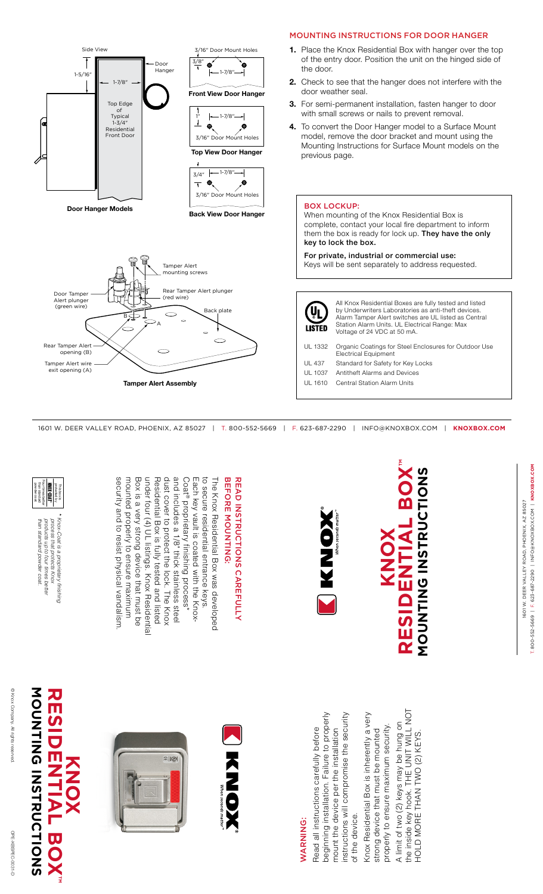Door Hanger Models

Side View

1-5/16"

1-7/8"

Door Hanger

Top Edge of Typical 1-3/4" Residential Front Door

3/16" Door Mount Holes

3/8"

1-7/8"

Front View Door Hanger

1"

1-7/8"

3/16" Door Mount Holes

Top View Door Hanger

3/4"

1-7/8"

3/16" Door Mount Holes

Back View Door Hanger

Tamper Alert mounting screws

Door Tamper Alert plunger (green wire)

Rear Tamper Alert plunger (red wire)

Back plate

Rear Tamper Alert opening (B)

Tamper Alert wire exit opening (A)

Tamper Alert Assembly

## MOUNTING INSTRUCTIONS FOR DOOR HANGER

1. Place the Knox Residential Box with hanger over the top of the entry door. Position the unit on the hinged side of the door.
2. Check to see that the hanger does not interfere with the door weather seal.
3. For semi-permanent installation, fasten hanger to door with small screws or nails to prevent removal.
4. To convert the Door Hanger model to a Surface Mount model, remove the door bracket and mount using the Mounting Instructions for Surface Mount models on the previous page.

### BOX LOCKUP:

When mounting of the Knox Residential Box is complete, contact your local fire department to inform them the box is ready for lock up. **They have the only key to lock the box.**

**For private, industrial or commercial use:**
Keys will be sent separately to address requested.

UL LISTED

All Knox Residential Boxes are fully tested and listed by Underwriters Laboratories as anti-theft devices. Alarm Tamper Alert switches are UL listed as Central Station Alarm Units. UL Electrical Range: Max Voltage of 24 VDC at 50 mA.

| | |
|---|---|
| UL 1332 | Organic Coatings for Steel Enclosures for Outdoor Use Electrical Equipment |
| UL 437 | Standard for Safety for Key Locks |
| UL 1037 | Antitheft Alarms and Devices |
| UL 1610 | Central Station Alarm Units |

1601 W. DEER VALLEY ROAD, PHOENIX, AZ 85027 | T. 800-552-5669 | F. 623-687-2290 | INFO@KNOXBOX.COM | **KNOXBOX.COM**

### READ INSTRUCTIONS CAREFULLY BEFORE MOUNTING:

The Knox Residential Box was developed to secure residential entrance keys. Each key vault is coated with the Knox-Coat® proprietary finishing process* and includes a 1/8" thick stainless steel dust cover to protect the lock. The Knox Residential Box is fully tested and listed under four (4) UL listings. Knox Residential Box is a very strong device that must be mounted properly to ensure maximum security and to resist physical vandalism.

This box is protected by KNOX-COAT. Four times better than standard powder coat.

*\* Knox-Coat is a proprietary finishing process that protects Knox products up to four times better than standard powder coat.*

KNOX® When seconds matter™

# KNOX RESIDENTIAL BOX™ MOUNTING INSTRUCTIONS

1601 W. DEER VALLEY ROAD, PHOENIX, AZ 85027
T. 800-552-5669 | F. 623-687-2290 | INFO@KNOXBOX.COM | **KNOXBOX.COM**

### WARNING:

Read all instructions carefully before beginning installation. Failure to properly mount the device per the installation instructions will compromise the security of the device.

Knox Residential Box is inherently a very strong device that must be mounted properly to ensure maximum security.

A limit of two (2) keys may be hung on the inside key hook. THE UNIT WILL NOT HOLD MORE THAN TWO (2) KEYS.

KNOX® When seconds matter™

# KNOX RESIDENTIAL BOX™ MOUNTING INSTRUCTIONS

© Knox Company. All rights reserved.

OPE-KBSPEC-0031-D